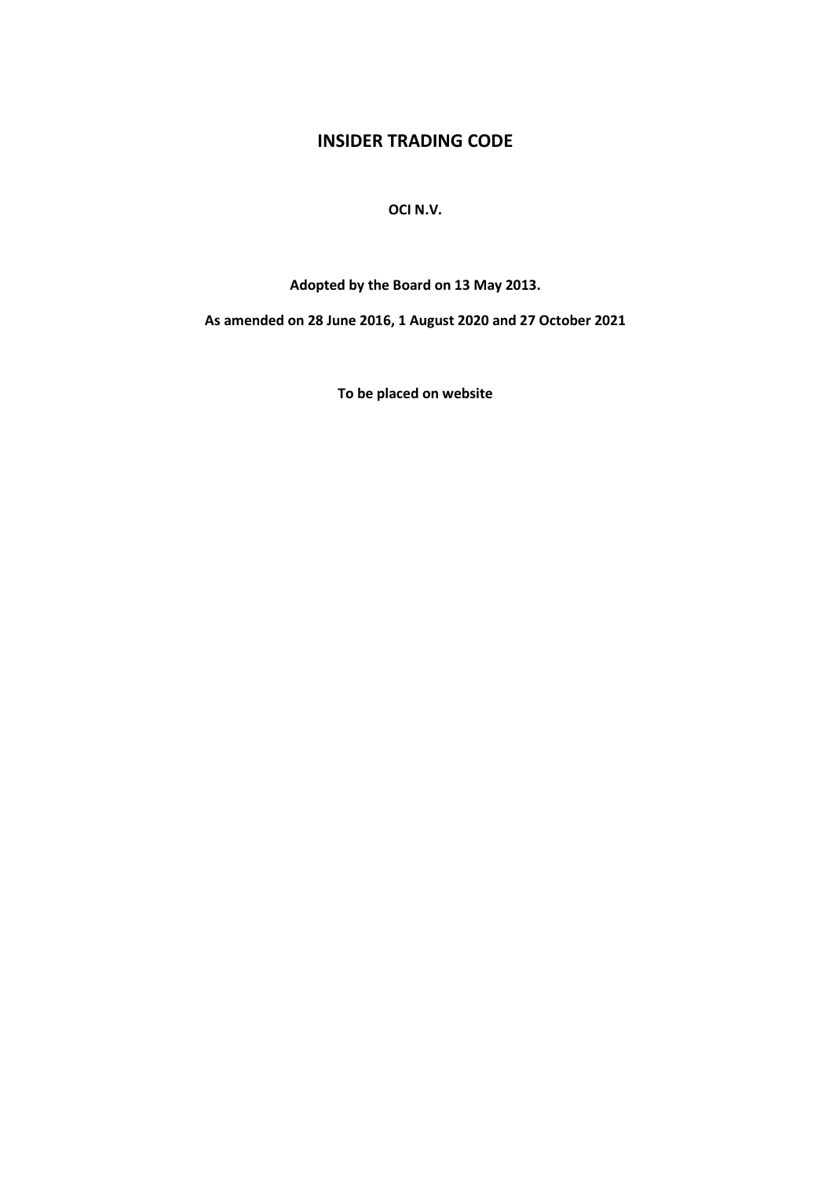# INSIDER TRADING CODE

**OCI N.V.**

**Adopted by the Board on 13 May 2013.**

**As amended on 28 June 2016, 1 August 2020 and 27 October 2021**

**To be placed on website**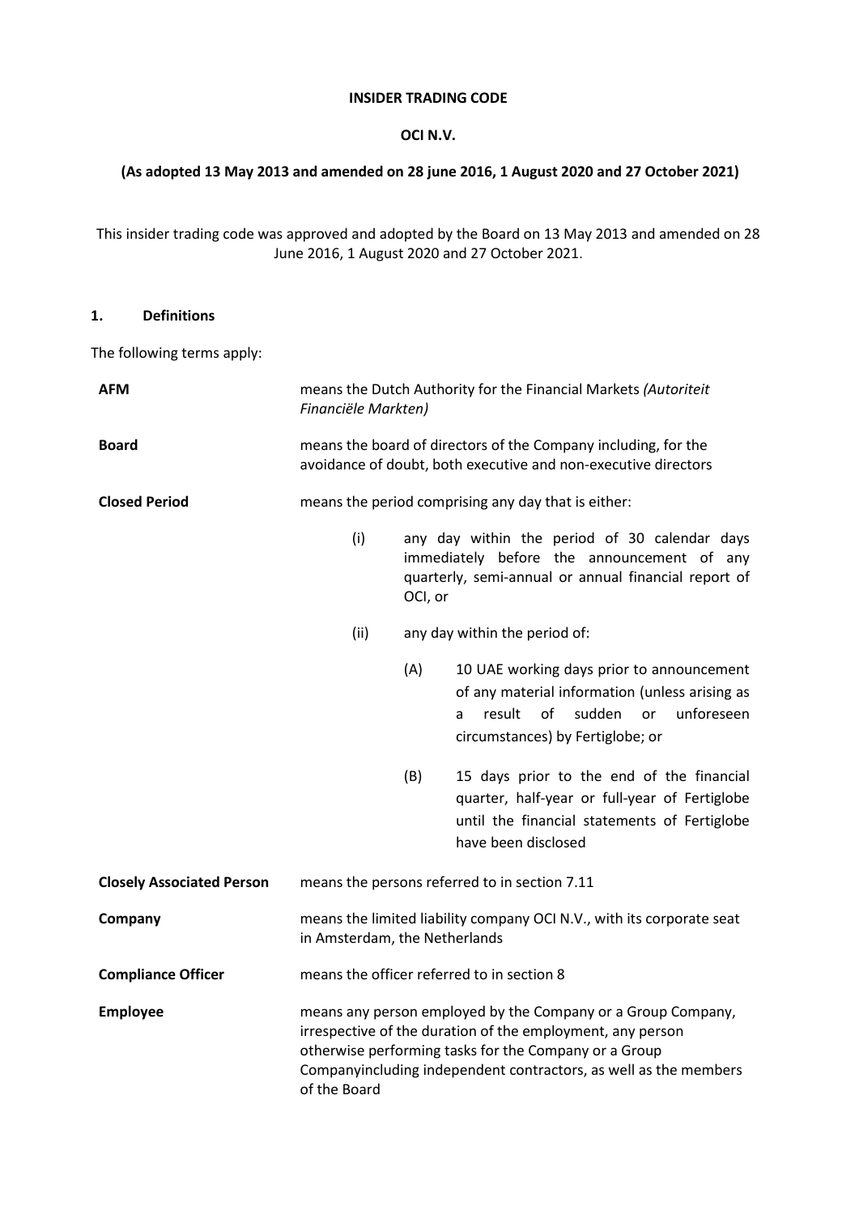**INSIDER TRADING CODE**

**OCI N.V.**

**(As adopted 13 May 2013 and amended on 28 june 2016, 1 August 2020 and 27 October 2021)**

This insider trading code was approved and adopted by the Board on 13 May 2013 and amended on 28 June 2016, 1 August 2020 and 27 October 2021.

## 1. Definitions

The following terms apply:

**AFM** means the Dutch Authority for the Financial Markets *(Autoriteit Financiële Markten)*

**Board** means the board of directors of the Company including, for the avoidance of doubt, both executive and non-executive directors

**Closed Period** means the period comprising any day that is either:

(i) any day within the period of 30 calendar days immediately before the announcement of any quarterly, semi-annual or annual financial report of OCI, or

(ii) any day within the period of:

(A) 10 UAE working days prior to announcement of any material information (unless arising as a result of sudden or unforeseen circumstances) by Fertiglobe; or

(B) 15 days prior to the end of the financial quarter, half-year or full-year of Fertiglobe until the financial statements of Fertiglobe have been disclosed

**Closely Associated Person** means the persons referred to in section 7.11

**Company** means the limited liability company OCI N.V., with its corporate seat in Amsterdam, the Netherlands

**Compliance Officer** means the officer referred to in section 8

**Employee** means any person employed by the Company or a Group Company, irrespective of the duration of the employment, any person otherwise performing tasks for the Company or a Group Companyincluding independent contractors, as well as the members of the Board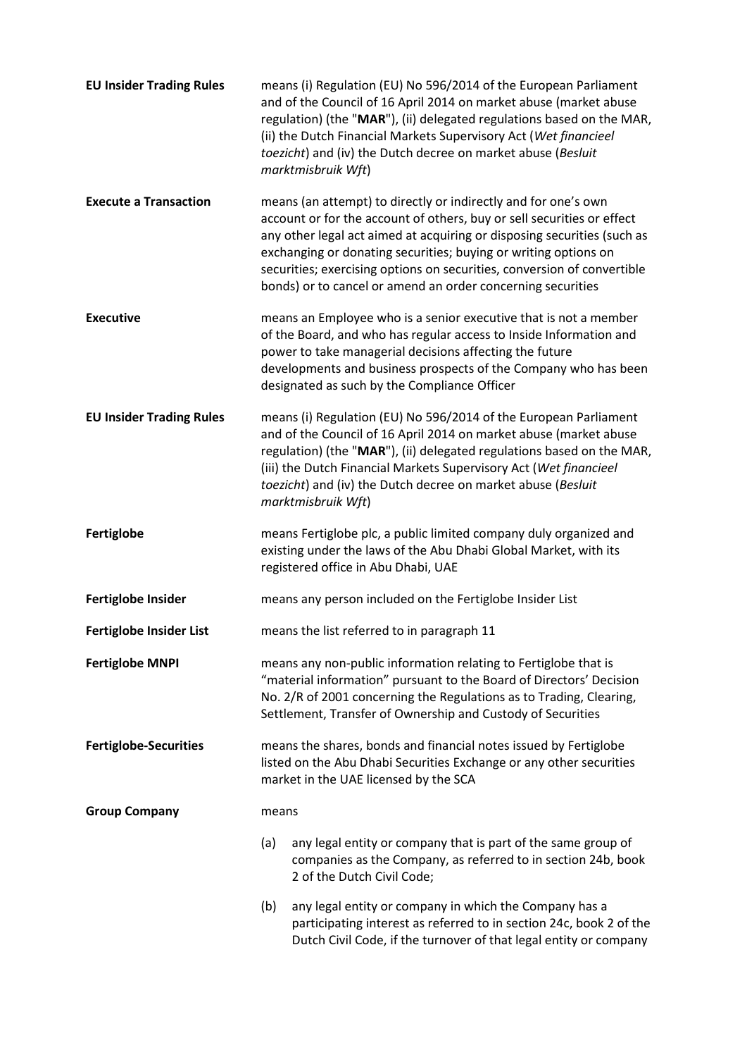**EU Insider Trading Rules** means (i) Regulation (EU) No 596/2014 of the European Parliament and of the Council of 16 April 2014 on market abuse (market abuse regulation) (the "**MAR**"), (ii) delegated regulations based on the MAR, (ii) the Dutch Financial Markets Supervisory Act (*Wet financieel toezicht*) and (iv) the Dutch decree on market abuse (*Besluit marktmisbruik Wft*)

**Execute a Transaction** means (an attempt) to directly or indirectly and for one's own account or for the account of others, buy or sell securities or effect any other legal act aimed at acquiring or disposing securities (such as exchanging or donating securities; buying or writing options on securities; exercising options on securities, conversion of convertible bonds) or to cancel or amend an order concerning securities

**Executive** means an Employee who is a senior executive that is not a member of the Board, and who has regular access to Inside Information and power to take managerial decisions affecting the future developments and business prospects of the Company who has been designated as such by the Compliance Officer

**EU Insider Trading Rules** means (i) Regulation (EU) No 596/2014 of the European Parliament and of the Council of 16 April 2014 on market abuse (market abuse regulation) (the "**MAR**"), (ii) delegated regulations based on the MAR, (iii) the Dutch Financial Markets Supervisory Act (*Wet financieel toezicht*) and (iv) the Dutch decree on market abuse (*Besluit marktmisbruik Wft*)

**Fertiglobe** means Fertiglobe plc, a public limited company duly organized and existing under the laws of the Abu Dhabi Global Market, with its registered office in Abu Dhabi, UAE

**Fertiglobe Insider** means any person included on the Fertiglobe Insider List

**Fertiglobe Insider List** means the list referred to in paragraph 11

**Fertiglobe MNPI** means any non-public information relating to Fertiglobe that is "material information" pursuant to the Board of Directors' Decision No. 2/R of 2001 concerning the Regulations as to Trading, Clearing, Settlement, Transfer of Ownership and Custody of Securities

**Fertiglobe-Securities** means the shares, bonds and financial notes issued by Fertiglobe listed on the Abu Dhabi Securities Exchange or any other securities market in the UAE licensed by the SCA

**Group Company** means

(a) any legal entity or company that is part of the same group of companies as the Company, as referred to in section 24b, book 2 of the Dutch Civil Code;

(b) any legal entity or company in which the Company has a participating interest as referred to in section 24c, book 2 of the Dutch Civil Code, if the turnover of that legal entity or company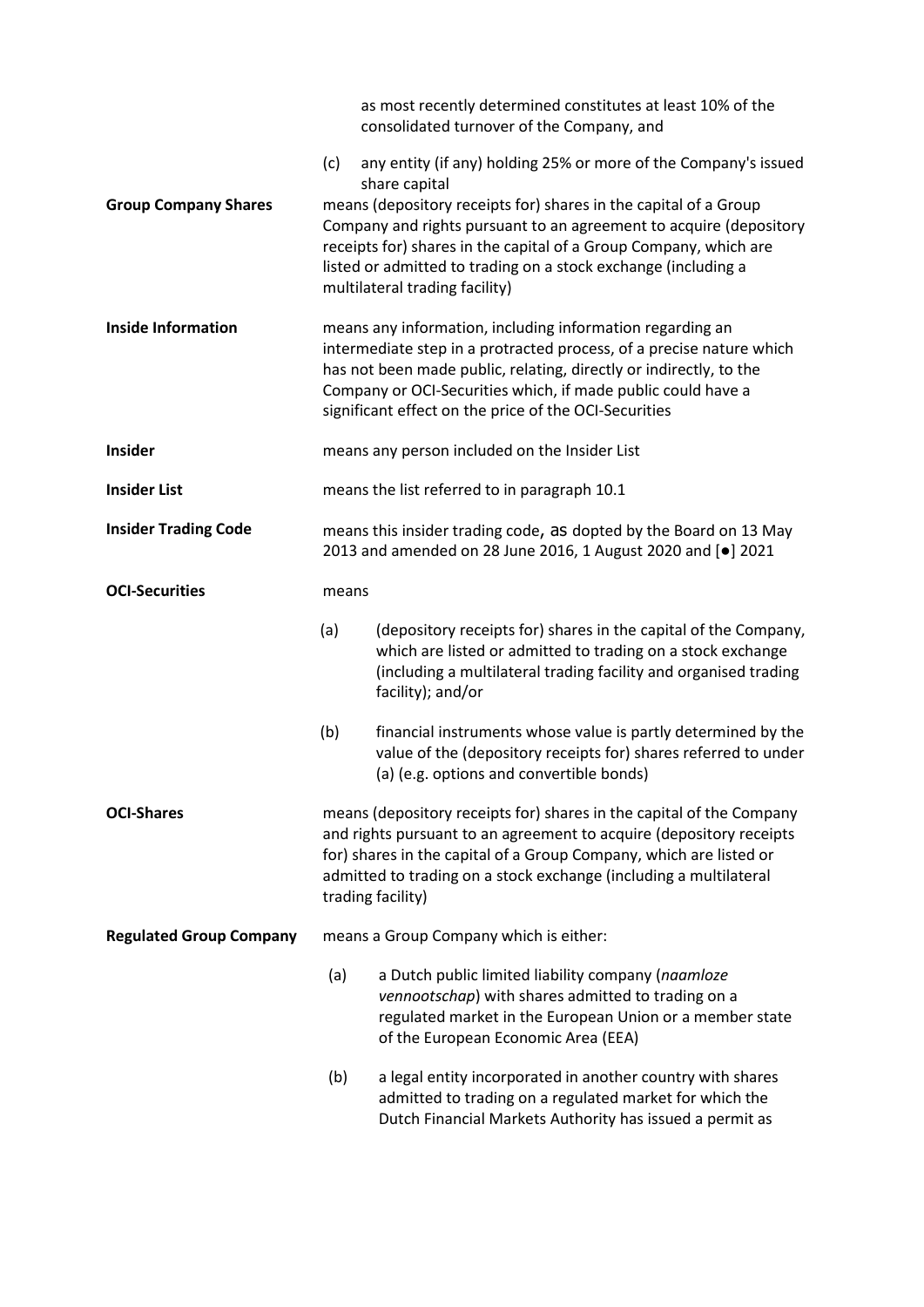as most recently determined constitutes at least 10% of the consolidated turnover of the Company, and

(c) any entity (if any) holding 25% or more of the Company's issued share capital

**Group Company Shares** means (depository receipts for) shares in the capital of a Group Company and rights pursuant to an agreement to acquire (depository receipts for) shares in the capital of a Group Company, which are listed or admitted to trading on a stock exchange (including a multilateral trading facility)

**Inside Information** means any information, including information regarding an intermediate step in a protracted process, of a precise nature which has not been made public, relating, directly or indirectly, to the Company or OCI-Securities which, if made public could have a significant effect on the price of the OCI-Securities

**Insider** means any person included on the Insider List

**Insider List** means the list referred to in paragraph 10.1

**Insider Trading Code** means this insider trading code, as dopted by the Board on 13 May 2013 and amended on 28 June 2016, 1 August 2020 and [●] 2021

**OCI-Securities** means

(a) (depository receipts for) shares in the capital of the Company, which are listed or admitted to trading on a stock exchange (including a multilateral trading facility and organised trading facility); and/or

(b) financial instruments whose value is partly determined by the value of the (depository receipts for) shares referred to under (a) (e.g. options and convertible bonds)

**OCI-Shares** means (depository receipts for) shares in the capital of the Company and rights pursuant to an agreement to acquire (depository receipts for) shares in the capital of a Group Company, which are listed or admitted to trading on a stock exchange (including a multilateral trading facility)

**Regulated Group Company** means a Group Company which is either:

(a) a Dutch public limited liability company (*naamloze vennootschap*) with shares admitted to trading on a regulated market in the European Union or a member state of the European Economic Area (EEA)

(b) a legal entity incorporated in another country with shares admitted to trading on a regulated market for which the Dutch Financial Markets Authority has issued a permit as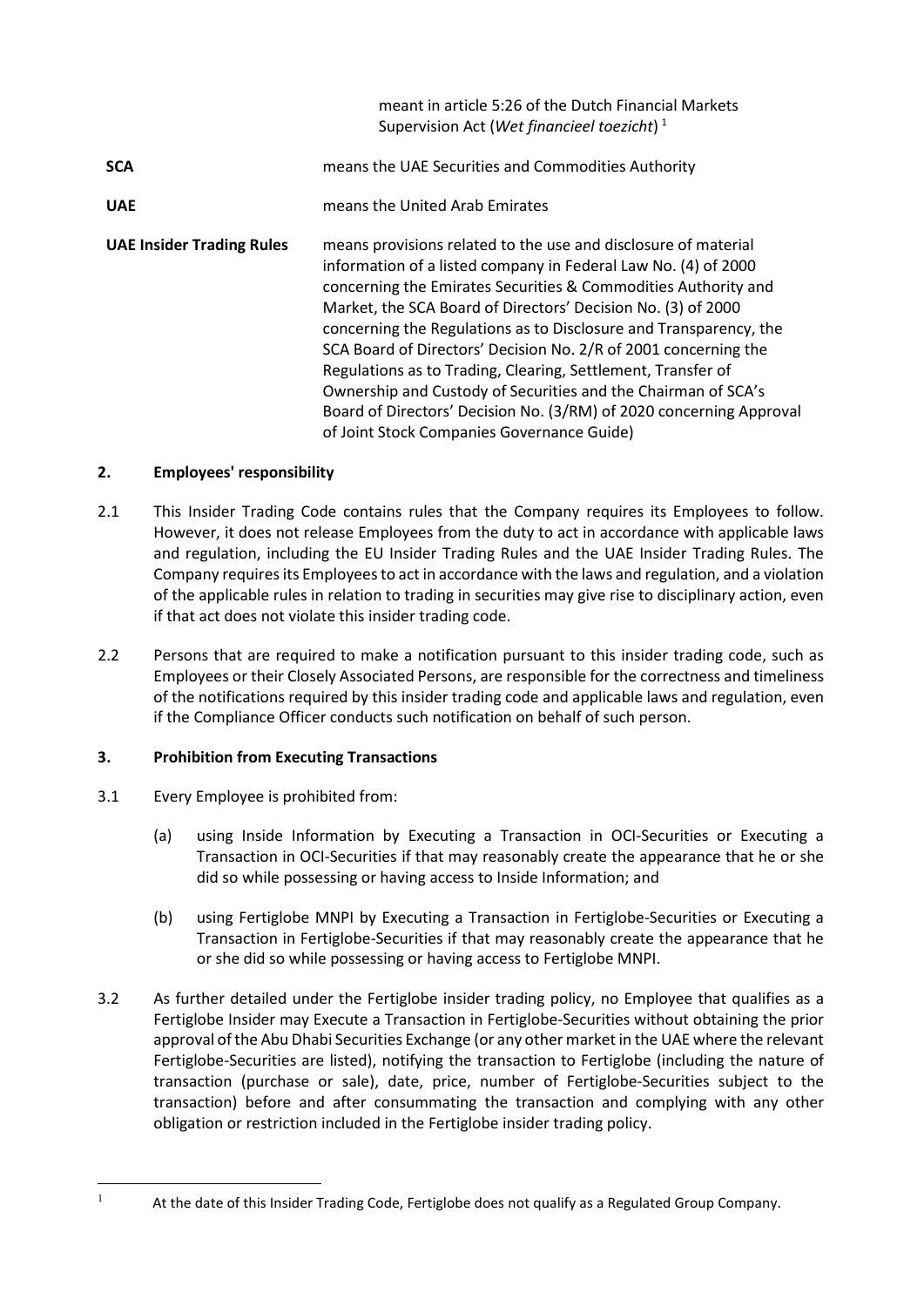| | |
|---|---|
| | meant in article 5:26 of the Dutch Financial Markets Supervision Act (*Wet financieel toezicht*) [1] |
| **SCA** | means the UAE Securities and Commodities Authority |
| **UAE** | means the United Arab Emirates |
| **UAE Insider Trading Rules** | means provisions related to the use and disclosure of material information of a listed company in Federal Law No. (4) of 2000 concerning the Emirates Securities & Commodities Authority and Market, the SCA Board of Directors' Decision No. (3) of 2000 concerning the Regulations as to Disclosure and Transparency, the SCA Board of Directors' Decision No. 2/R of 2001 concerning the Regulations as to Trading, Clearing, Settlement, Transfer of Ownership and Custody of Securities and the Chairman of SCA's Board of Directors' Decision No. (3/RM) of 2020 concerning Approval of Joint Stock Companies Governance Guide) |

## 2. Employees' responsibility

2.1 This Insider Trading Code contains rules that the Company requires its Employees to follow. However, it does not release Employees from the duty to act in accordance with applicable laws and regulation, including the EU Insider Trading Rules and the UAE Insider Trading Rules. The Company requires its Employees to act in accordance with the laws and regulation, and a violation of the applicable rules in relation to trading in securities may give rise to disciplinary action, even if that act does not violate this insider trading code.

2.2 Persons that are required to make a notification pursuant to this insider trading code, such as Employees or their Closely Associated Persons, are responsible for the correctness and timeliness of the notifications required by this insider trading code and applicable laws and regulation, even if the Compliance Officer conducts such notification on behalf of such person.

## 3. Prohibition from Executing Transactions

3.1 Every Employee is prohibited from:

(a) using Inside Information by Executing a Transaction in OCI-Securities or Executing a Transaction in OCI-Securities if that may reasonably create the appearance that he or she did so while possessing or having access to Inside Information; and

(b) using Fertiglobe MNPI by Executing a Transaction in Fertiglobe-Securities or Executing a Transaction in Fertiglobe-Securities if that may reasonably create the appearance that he or she did so while possessing or having access to Fertiglobe MNPI.

3.2 As further detailed under the Fertiglobe insider trading policy, no Employee that qualifies as a Fertiglobe Insider may Execute a Transaction in Fertiglobe-Securities without obtaining the prior approval of the Abu Dhabi Securities Exchange (or any other market in the UAE where the relevant Fertiglobe-Securities are listed), notifying the transaction to Fertiglobe (including the nature of transaction (purchase or sale), date, price, number of Fertiglobe-Securities subject to the transaction) before and after consummating the transaction and complying with any other obligation or restriction included in the Fertiglobe insider trading policy.

[1] At the date of this Insider Trading Code, Fertiglobe does not qualify as a Regulated Group Company.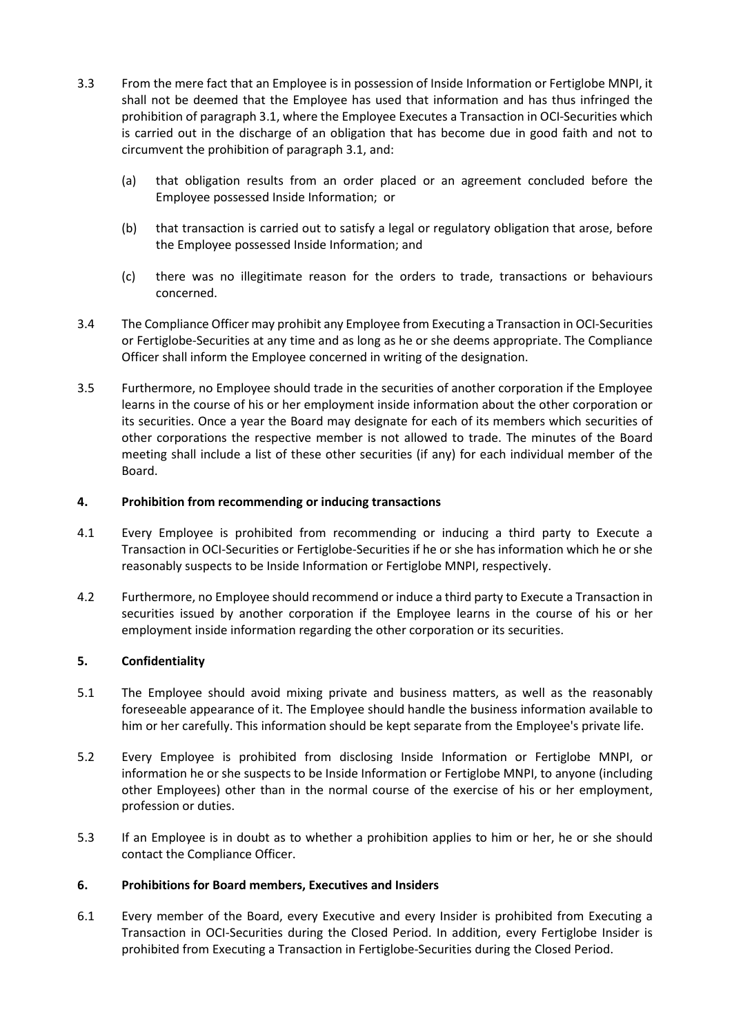3.3 From the mere fact that an Employee is in possession of Inside Information or Fertiglobe MNPI, it shall not be deemed that the Employee has used that information and has thus infringed the prohibition of paragraph 3.1, where the Employee Executes a Transaction in OCI-Securities which is carried out in the discharge of an obligation that has become due in good faith and not to circumvent the prohibition of paragraph 3.1, and:

(a) that obligation results from an order placed or an agreement concluded before the Employee possessed Inside Information; or

(b) that transaction is carried out to satisfy a legal or regulatory obligation that arose, before the Employee possessed Inside Information; and

(c) there was no illegitimate reason for the orders to trade, transactions or behaviours concerned.

3.4 The Compliance Officer may prohibit any Employee from Executing a Transaction in OCI-Securities or Fertiglobe-Securities at any time and as long as he or she deems appropriate. The Compliance Officer shall inform the Employee concerned in writing of the designation.

3.5 Furthermore, no Employee should trade in the securities of another corporation if the Employee learns in the course of his or her employment inside information about the other corporation or its securities. Once a year the Board may designate for each of its members which securities of other corporations the respective member is not allowed to trade. The minutes of the Board meeting shall include a list of these other securities (if any) for each individual member of the Board.

## 4. Prohibition from recommending or inducing transactions

4.1 Every Employee is prohibited from recommending or inducing a third party to Execute a Transaction in OCI-Securities or Fertiglobe-Securities if he or she has information which he or she reasonably suspects to be Inside Information or Fertiglobe MNPI, respectively.

4.2 Furthermore, no Employee should recommend or induce a third party to Execute a Transaction in securities issued by another corporation if the Employee learns in the course of his or her employment inside information regarding the other corporation or its securities.

## 5. Confidentiality

5.1 The Employee should avoid mixing private and business matters, as well as the reasonably foreseeable appearance of it. The Employee should handle the business information available to him or her carefully. This information should be kept separate from the Employee's private life.

5.2 Every Employee is prohibited from disclosing Inside Information or Fertiglobe MNPI, or information he or she suspects to be Inside Information or Fertiglobe MNPI, to anyone (including other Employees) other than in the normal course of the exercise of his or her employment, profession or duties.

5.3 If an Employee is in doubt as to whether a prohibition applies to him or her, he or she should contact the Compliance Officer.

## 6. Prohibitions for Board members, Executives and Insiders

6.1 Every member of the Board, every Executive and every Insider is prohibited from Executing a Transaction in OCI-Securities during the Closed Period. In addition, every Fertiglobe Insider is prohibited from Executing a Transaction in Fertiglobe-Securities during the Closed Period.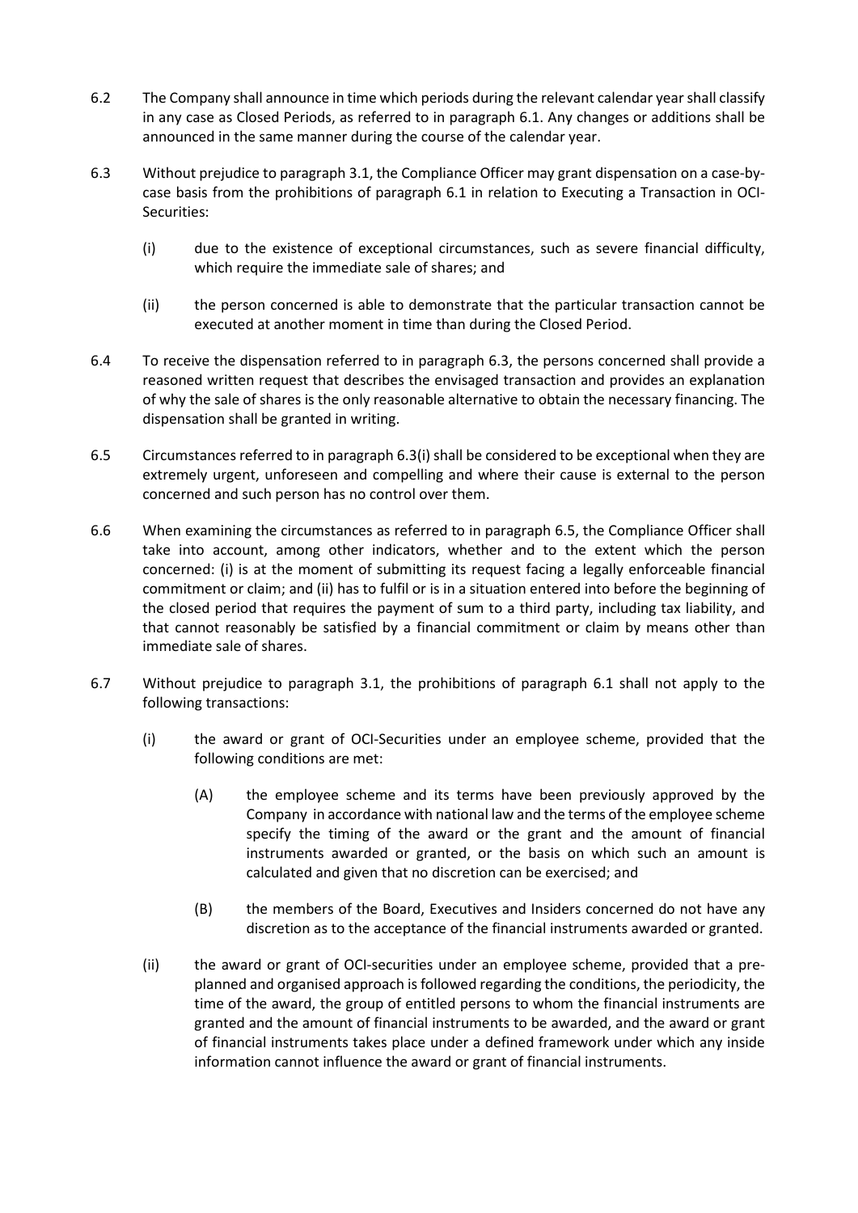6.2 The Company shall announce in time which periods during the relevant calendar year shall classify in any case as Closed Periods, as referred to in paragraph 6.1. Any changes or additions shall be announced in the same manner during the course of the calendar year.

6.3 Without prejudice to paragraph 3.1, the Compliance Officer may grant dispensation on a case-by-case basis from the prohibitions of paragraph 6.1 in relation to Executing a Transaction in OCI-Securities:

(i) due to the existence of exceptional circumstances, such as severe financial difficulty, which require the immediate sale of shares; and

(ii) the person concerned is able to demonstrate that the particular transaction cannot be executed at another moment in time than during the Closed Period.

6.4 To receive the dispensation referred to in paragraph 6.3, the persons concerned shall provide a reasoned written request that describes the envisaged transaction and provides an explanation of why the sale of shares is the only reasonable alternative to obtain the necessary financing. The dispensation shall be granted in writing.

6.5 Circumstances referred to in paragraph 6.3(i) shall be considered to be exceptional when they are extremely urgent, unforeseen and compelling and where their cause is external to the person concerned and such person has no control over them.

6.6 When examining the circumstances as referred to in paragraph 6.5, the Compliance Officer shall take into account, among other indicators, whether and to the extent which the person concerned: (i) is at the moment of submitting its request facing a legally enforceable financial commitment or claim; and (ii) has to fulfil or is in a situation entered into before the beginning of the closed period that requires the payment of sum to a third party, including tax liability, and that cannot reasonably be satisfied by a financial commitment or claim by means other than immediate sale of shares.

6.7 Without prejudice to paragraph 3.1, the prohibitions of paragraph 6.1 shall not apply to the following transactions:

(i) the award or grant of OCI-Securities under an employee scheme, provided that the following conditions are met:

(A) the employee scheme and its terms have been previously approved by the Company in accordance with national law and the terms of the employee scheme specify the timing of the award or the grant and the amount of financial instruments awarded or granted, or the basis on which such an amount is calculated and given that no discretion can be exercised; and

(B) the members of the Board, Executives and Insiders concerned do not have any discretion as to the acceptance of the financial instruments awarded or granted.

(ii) the award or grant of OCI-securities under an employee scheme, provided that a pre-planned and organised approach is followed regarding the conditions, the periodicity, the time of the award, the group of entitled persons to whom the financial instruments are granted and the amount of financial instruments to be awarded, and the award or grant of financial instruments takes place under a defined framework under which any inside information cannot influence the award or grant of financial instruments.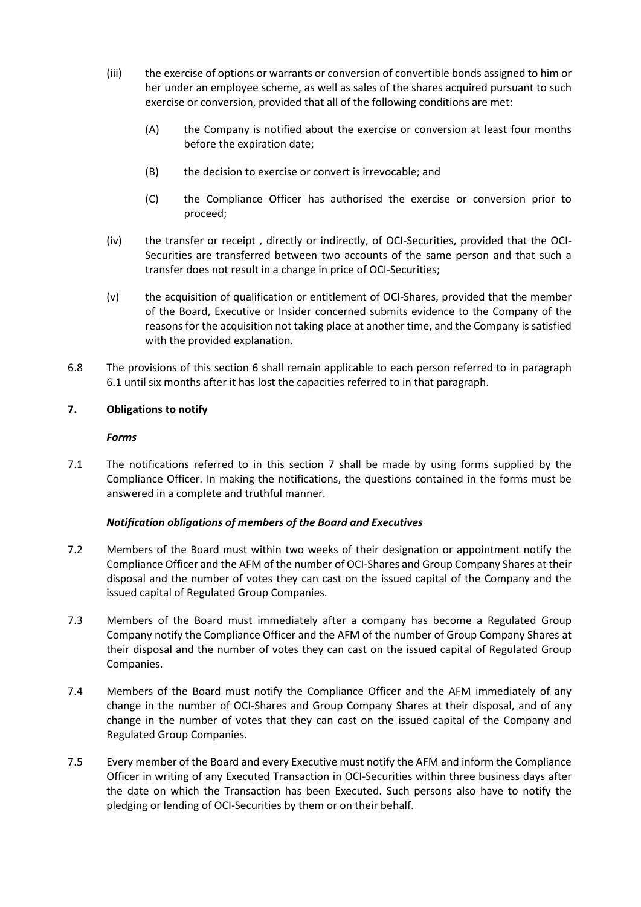(iii) the exercise of options or warrants or conversion of convertible bonds assigned to him or her under an employee scheme, as well as sales of the shares acquired pursuant to such exercise or conversion, provided that all of the following conditions are met:

 (A) the Company is notified about the exercise or conversion at least four months before the expiration date;

 (B) the decision to exercise or convert is irrevocable; and

 (C) the Compliance Officer has authorised the exercise or conversion prior to proceed;

(iv) the transfer or receipt , directly or indirectly, of OCI-Securities, provided that the OCI-Securities are transferred between two accounts of the same person and that such a transfer does not result in a change in price of OCI-Securities;

(v) the acquisition of qualification or entitlement of OCI-Shares, provided that the member of the Board, Executive or Insider concerned submits evidence to the Company of the reasons for the acquisition not taking place at another time, and the Company is satisfied with the provided explanation.

6.8 The provisions of this section 6 shall remain applicable to each person referred to in paragraph 6.1 until six months after it has lost the capacities referred to in that paragraph.

## 7. Obligations to notify

***Forms***

7.1 The notifications referred to in this section 7 shall be made by using forms supplied by the Compliance Officer. In making the notifications, the questions contained in the forms must be answered in a complete and truthful manner.

***Notification obligations of members of the Board and Executives***

7.2 Members of the Board must within two weeks of their designation or appointment notify the Compliance Officer and the AFM of the number of OCI-Shares and Group Company Shares at their disposal and the number of votes they can cast on the issued capital of the Company and the issued capital of Regulated Group Companies.

7.3 Members of the Board must immediately after a company has become a Regulated Group Company notify the Compliance Officer and the AFM of the number of Group Company Shares at their disposal and the number of votes they can cast on the issued capital of Regulated Group Companies.

7.4 Members of the Board must notify the Compliance Officer and the AFM immediately of any change in the number of OCI-Shares and Group Company Shares at their disposal, and of any change in the number of votes that they can cast on the issued capital of the Company and Regulated Group Companies.

7.5 Every member of the Board and every Executive must notify the AFM and inform the Compliance Officer in writing of any Executed Transaction in OCI-Securities within three business days after the date on which the Transaction has been Executed. Such persons also have to notify the pledging or lending of OCI-Securities by them or on their behalf.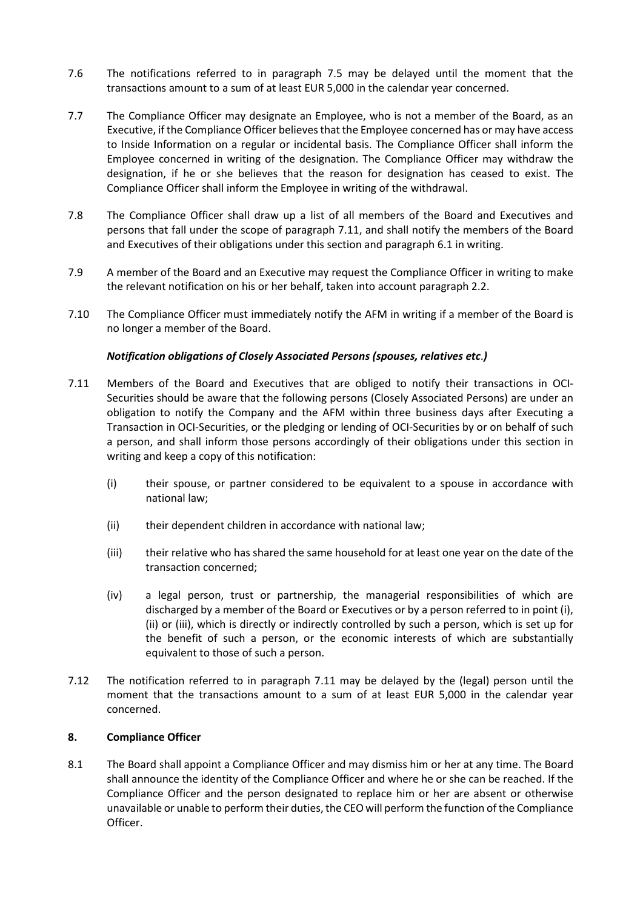7.6 The notifications referred to in paragraph 7.5 may be delayed until the moment that the transactions amount to a sum of at least EUR 5,000 in the calendar year concerned.

7.7 The Compliance Officer may designate an Employee, who is not a member of the Board, as an Executive, if the Compliance Officer believes that the Employee concerned has or may have access to Inside Information on a regular or incidental basis. The Compliance Officer shall inform the Employee concerned in writing of the designation. The Compliance Officer may withdraw the designation, if he or she believes that the reason for designation has ceased to exist. The Compliance Officer shall inform the Employee in writing of the withdrawal.

7.8 The Compliance Officer shall draw up a list of all members of the Board and Executives and persons that fall under the scope of paragraph 7.11, and shall notify the members of the Board and Executives of their obligations under this section and paragraph 6.1 in writing.

7.9 A member of the Board and an Executive may request the Compliance Officer in writing to make the relevant notification on his or her behalf, taken into account paragraph 2.2.

7.10 The Compliance Officer must immediately notify the AFM in writing if a member of the Board is no longer a member of the Board.

***Notification obligations of Closely Associated Persons (spouses, relatives etc.)***

7.11 Members of the Board and Executives that are obliged to notify their transactions in OCI-Securities should be aware that the following persons (Closely Associated Persons) are under an obligation to notify the Company and the AFM within three business days after Executing a Transaction in OCI-Securities, or the pledging or lending of OCI-Securities by or on behalf of such a person, and shall inform those persons accordingly of their obligations under this section in writing and keep a copy of this notification:

(i) their spouse, or partner considered to be equivalent to a spouse in accordance with national law;

(ii) their dependent children in accordance with national law;

(iii) their relative who has shared the same household for at least one year on the date of the transaction concerned;

(iv) a legal person, trust or partnership, the managerial responsibilities of which are discharged by a member of the Board or Executives or by a person referred to in point (i), (ii) or (iii), which is directly or indirectly controlled by such a person, which is set up for the benefit of such a person, or the economic interests of which are substantially equivalent to those of such a person.

7.12 The notification referred to in paragraph 7.11 may be delayed by the (legal) person until the moment that the transactions amount to a sum of at least EUR 5,000 in the calendar year concerned.

## 8. Compliance Officer

8.1 The Board shall appoint a Compliance Officer and may dismiss him or her at any time. The Board shall announce the identity of the Compliance Officer and where he or she can be reached. If the Compliance Officer and the person designated to replace him or her are absent or otherwise unavailable or unable to perform their duties, the CEO will perform the function of the Compliance Officer.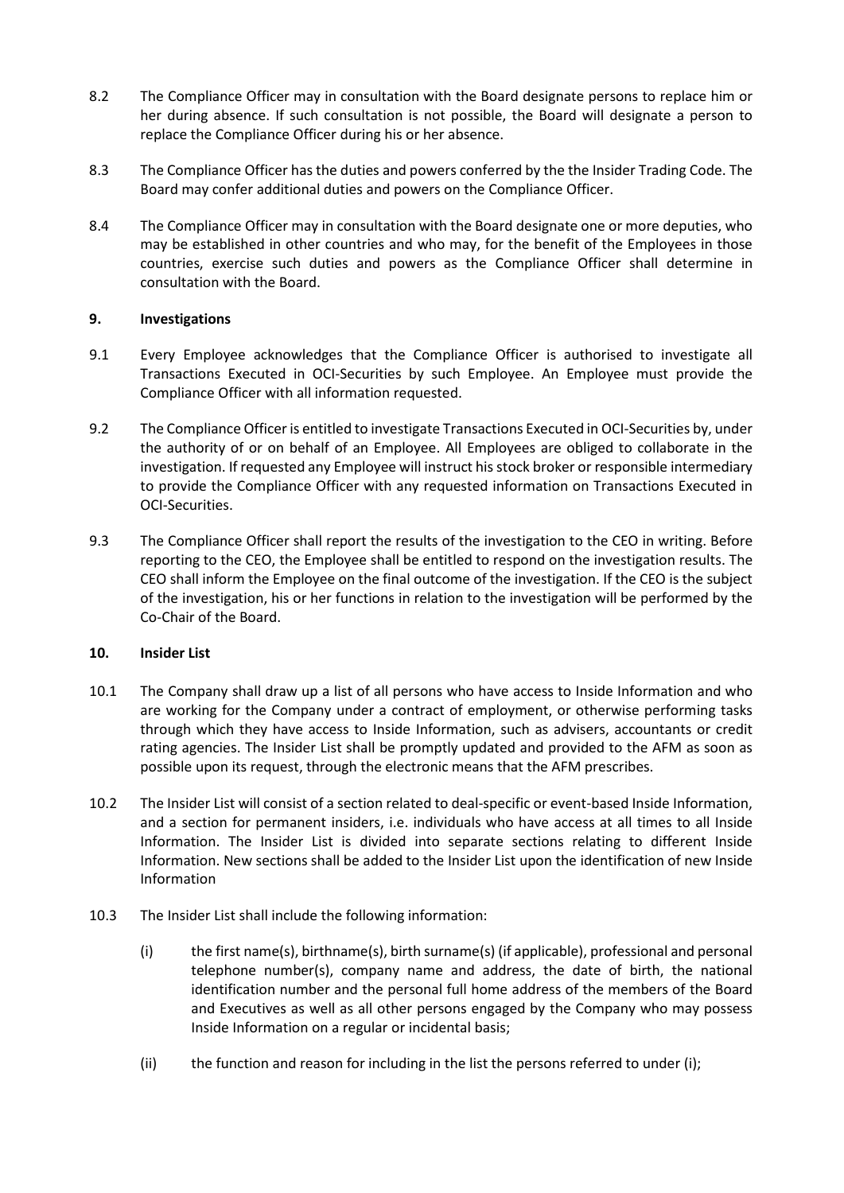8.2 The Compliance Officer may in consultation with the Board designate persons to replace him or her during absence. If such consultation is not possible, the Board will designate a person to replace the Compliance Officer during his or her absence.

8.3 The Compliance Officer has the duties and powers conferred by the the Insider Trading Code. The Board may confer additional duties and powers on the Compliance Officer.

8.4 The Compliance Officer may in consultation with the Board designate one or more deputies, who may be established in other countries and who may, for the benefit of the Employees in those countries, exercise such duties and powers as the Compliance Officer shall determine in consultation with the Board.

## 9. Investigations

9.1 Every Employee acknowledges that the Compliance Officer is authorised to investigate all Transactions Executed in OCI-Securities by such Employee. An Employee must provide the Compliance Officer with all information requested.

9.2 The Compliance Officer is entitled to investigate Transactions Executed in OCI-Securities by, under the authority of or on behalf of an Employee. All Employees are obliged to collaborate in the investigation. If requested any Employee will instruct his stock broker or responsible intermediary to provide the Compliance Officer with any requested information on Transactions Executed in OCI-Securities.

9.3 The Compliance Officer shall report the results of the investigation to the CEO in writing. Before reporting to the CEO, the Employee shall be entitled to respond on the investigation results. The CEO shall inform the Employee on the final outcome of the investigation. If the CEO is the subject of the investigation, his or her functions in relation to the investigation will be performed by the Co-Chair of the Board.

## 10. Insider List

10.1 The Company shall draw up a list of all persons who have access to Inside Information and who are working for the Company under a contract of employment, or otherwise performing tasks through which they have access to Inside Information, such as advisers, accountants or credit rating agencies. The Insider List shall be promptly updated and provided to the AFM as soon as possible upon its request, through the electronic means that the AFM prescribes.

10.2 The Insider List will consist of a section related to deal-specific or event-based Inside Information, and a section for permanent insiders, i.e. individuals who have access at all times to all Inside Information. The Insider List is divided into separate sections relating to different Inside Information. New sections shall be added to the Insider List upon the identification of new Inside Information

10.3 The Insider List shall include the following information:

(i) the first name(s), birthname(s), birth surname(s) (if applicable), professional and personal telephone number(s), company name and address, the date of birth, the national identification number and the personal full home address of the members of the Board and Executives as well as all other persons engaged by the Company who may possess Inside Information on a regular or incidental basis;

(ii) the function and reason for including in the list the persons referred to under (i);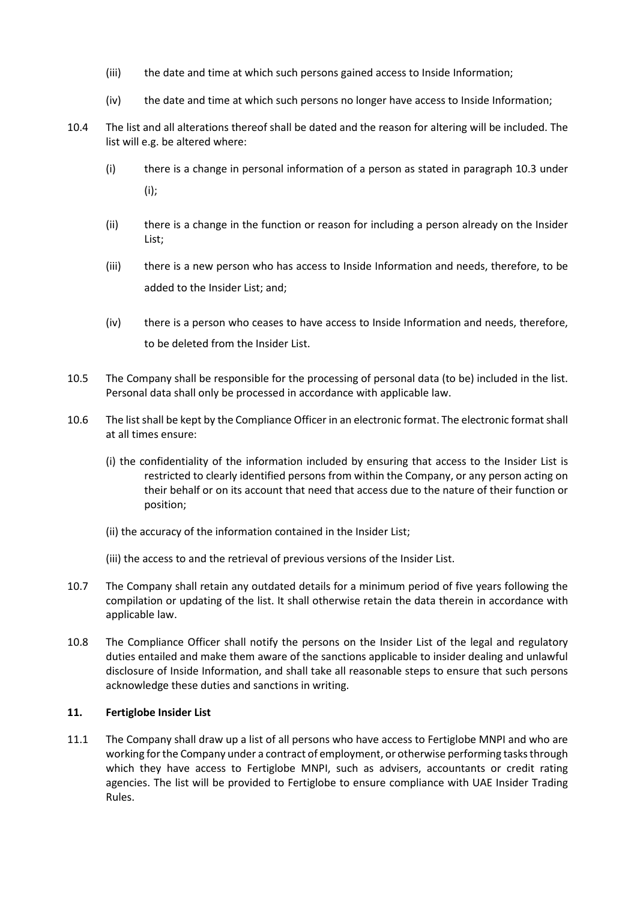(iii) the date and time at which such persons gained access to Inside Information;

(iv) the date and time at which such persons no longer have access to Inside Information;

10.4 The list and all alterations thereof shall be dated and the reason for altering will be included. The list will e.g. be altered where:

(i) there is a change in personal information of a person as stated in paragraph 10.3 under (i);

(ii) there is a change in the function or reason for including a person already on the Insider List;

(iii) there is a new person who has access to Inside Information and needs, therefore, to be added to the Insider List; and;

(iv) there is a person who ceases to have access to Inside Information and needs, therefore, to be deleted from the Insider List.

10.5 The Company shall be responsible for the processing of personal data (to be) included in the list. Personal data shall only be processed in accordance with applicable law.

10.6 The list shall be kept by the Compliance Officer in an electronic format. The electronic format shall at all times ensure:

(i) the confidentiality of the information included by ensuring that access to the Insider List is restricted to clearly identified persons from within the Company, or any person acting on their behalf or on its account that need that access due to the nature of their function or position;

(ii) the accuracy of the information contained in the Insider List;

(iii) the access to and the retrieval of previous versions of the Insider List.

10.7 The Company shall retain any outdated details for a minimum period of five years following the compilation or updating of the list. It shall otherwise retain the data therein in accordance with applicable law.

10.8 The Compliance Officer shall notify the persons on the Insider List of the legal and regulatory duties entailed and make them aware of the sanctions applicable to insider dealing and unlawful disclosure of Inside Information, and shall take all reasonable steps to ensure that such persons acknowledge these duties and sanctions in writing.

## 11. Fertiglobe Insider List

11.1 The Company shall draw up a list of all persons who have access to Fertiglobe MNPI and who are working for the Company under a contract of employment, or otherwise performing tasks through which they have access to Fertiglobe MNPI, such as advisers, accountants or credit rating agencies. The list will be provided to Fertiglobe to ensure compliance with UAE Insider Trading Rules.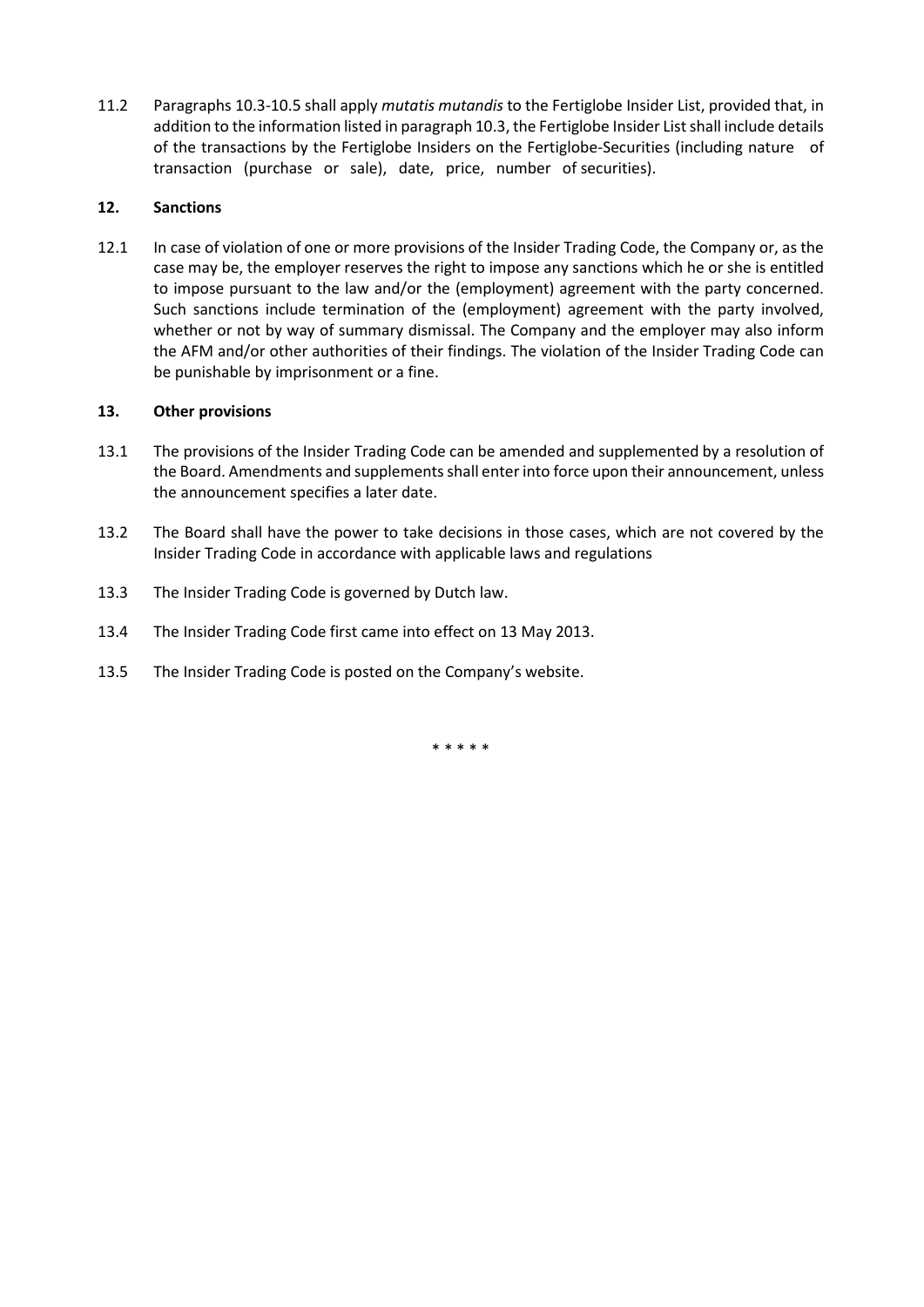11.2 Paragraphs 10.3-10.5 shall apply *mutatis mutandis* to the Fertiglobe Insider List, provided that, in addition to the information listed in paragraph 10.3, the Fertiglobe Insider List shall include details of the transactions by the Fertiglobe Insiders on the Fertiglobe-Securities (including nature of transaction (purchase or sale), date, price, number of securities).

## 12. Sanctions

12.1 In case of violation of one or more provisions of the Insider Trading Code, the Company or, as the case may be, the employer reserves the right to impose any sanctions which he or she is entitled to impose pursuant to the law and/or the (employment) agreement with the party concerned. Such sanctions include termination of the (employment) agreement with the party involved, whether or not by way of summary dismissal. The Company and the employer may also inform the AFM and/or other authorities of their findings. The violation of the Insider Trading Code can be punishable by imprisonment or a fine.

## 13. Other provisions

13.1 The provisions of the Insider Trading Code can be amended and supplemented by a resolution of the Board. Amendments and supplements shall enter into force upon their announcement, unless the announcement specifies a later date.

13.2 The Board shall have the power to take decisions in those cases, which are not covered by the Insider Trading Code in accordance with applicable laws and regulations

13.3 The Insider Trading Code is governed by Dutch law.

13.4 The Insider Trading Code first came into effect on 13 May 2013.

13.5 The Insider Trading Code is posted on the Company's website.

* * * * *